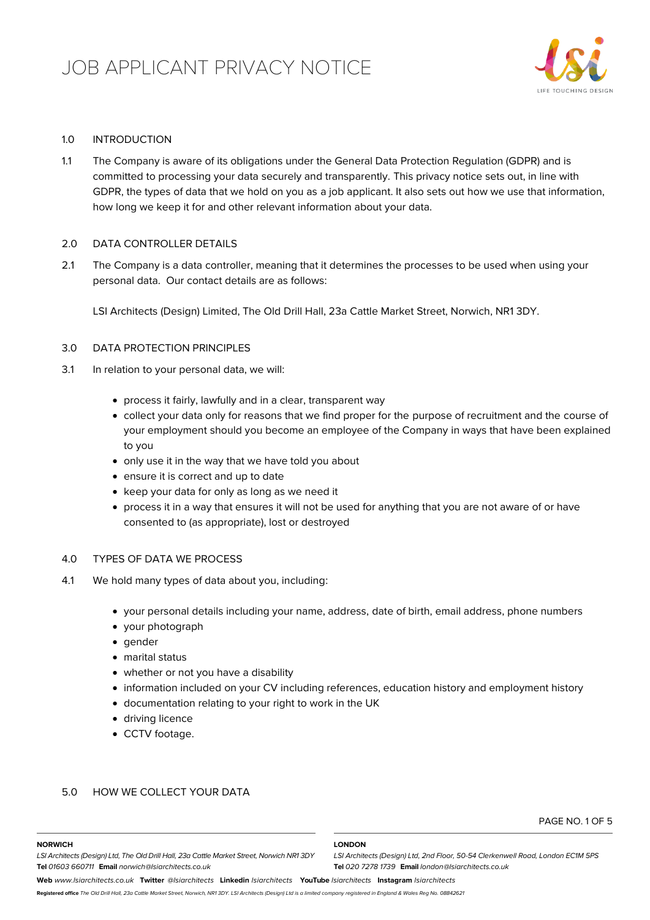# JOB APPLICANT PRIVACY NOTICE

## 1.0 INTRODUCTION

1.1 The Company is aware of its obligations under the General Data Protection Regulation (GDPR) and is committed to processing your data securely and transparently. This privacy notice sets out, in line with GDPR, the types of data that we hold on you as a job applicant. It also sets out how we use that information, how long we keep it for and other relevant information about your data.

## 2.0 DATA CONTROLLER DETAILS

2.1 The Company is a data controller, meaning that it determines the processes to be used when using your personal data. Our contact details are as follows:

LSI Architects (Design) Limited, The Old Drill Hall, 23a Cattle Market Street, Norwich, NR1 3DY.

## 3.0 DATA PROTECTION PRINCIPLES

3.1 In relation to your personal data, we will:

- process it fairly, lawfully and in a clear, transparent way
- collect your data only for reasons that we find proper for the purpose of recruitment and the course of your employment should you become an employee of the Company in ways that have been explained to you
- only use it in the way that we have told you about
- ensure it is correct and up to date
- keep your data for only as long as we need it
- process it in a way that ensures it will not be used for anything that you are not aware of or have consented to (as appropriate), lost or destroyed

## 4.0 TYPES OF DATA WE PROCESS

4.1 We hold many types of data about you, including:

- your personal details including your name, address, date of birth, email address, phone numbers
- your photograph
- gender
- marital status
- whether or not you have a disability
- information included on your CV including references, education history and employment history
- documentation relating to your right to work in the UK
- driving licence
- CCTV footage.

## 5.0 HOW WE COLLECT YOUR DATA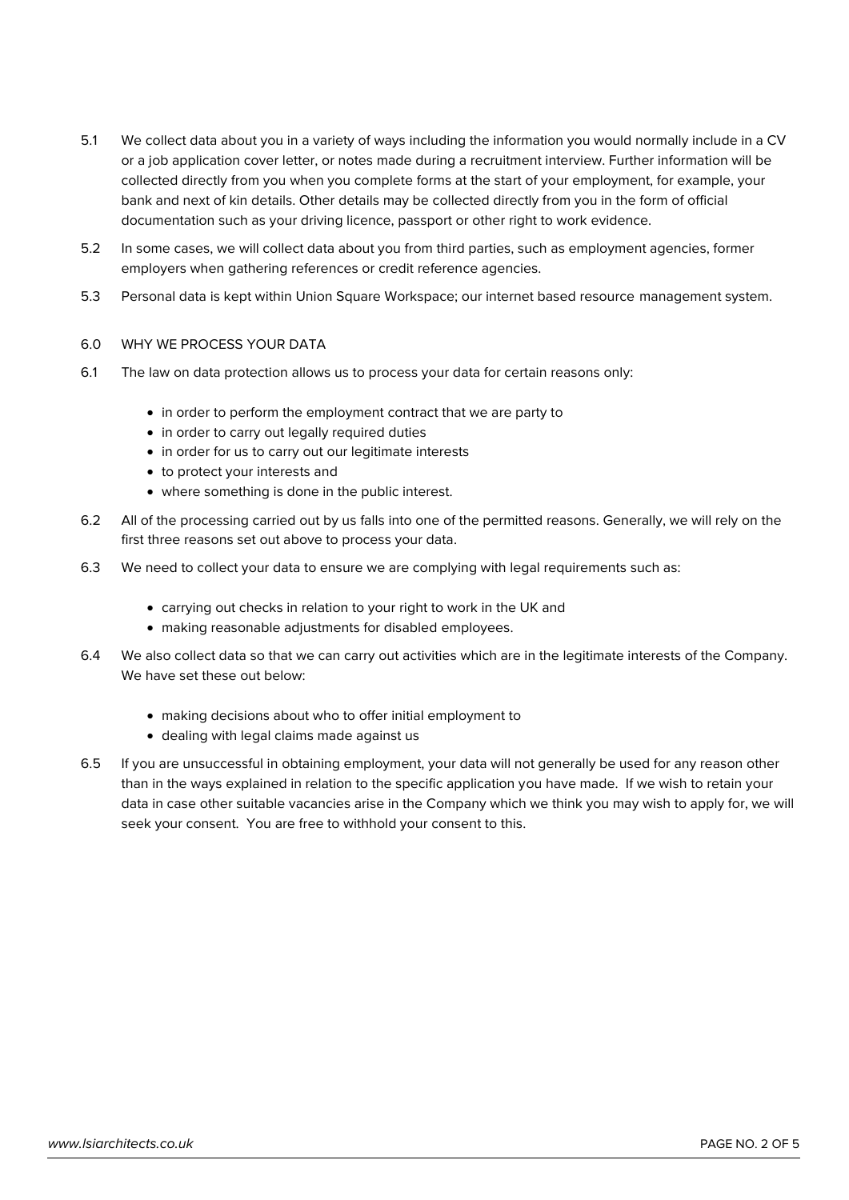5.1 We collect data about you in a variety of ways including the information you would normally include in a CV or a job application cover letter, or notes made during a recruitment interview. Further information will be collected directly from you when you complete forms at the start of your employment, for example, your bank and next of kin details. Other details may be collected directly from you in the form of official documentation such as your driving licence, passport or other right to work evidence.

5.2 In some cases, we will collect data about you from third parties, such as employment agencies, former employers when gathering references or credit reference agencies.

5.3 Personal data is kept within Union Square Workspace; our internet based resource management system.

## 6.0 WHY WE PROCESS YOUR DATA

6.1 The law on data protection allows us to process your data for certain reasons only:

- in order to perform the employment contract that we are party to
- in order to carry out legally required duties
- in order for us to carry out our legitimate interests
- to protect your interests and
- where something is done in the public interest.

6.2 All of the processing carried out by us falls into one of the permitted reasons. Generally, we will rely on the first three reasons set out above to process your data.

6.3 We need to collect your data to ensure we are complying with legal requirements such as:

- carrying out checks in relation to your right to work in the UK and
- making reasonable adjustments for disabled employees.

6.4 We also collect data so that we can carry out activities which are in the legitimate interests of the Company. We have set these out below:

- making decisions about who to offer initial employment to
- dealing with legal claims made against us

6.5 If you are unsuccessful in obtaining employment, your data will not generally be used for any reason other than in the ways explained in relation to the specific application you have made. If we wish to retain your data in case other suitable vacancies arise in the Company which we think you may wish to apply for, we will seek your consent. You are free to withhold your consent to this.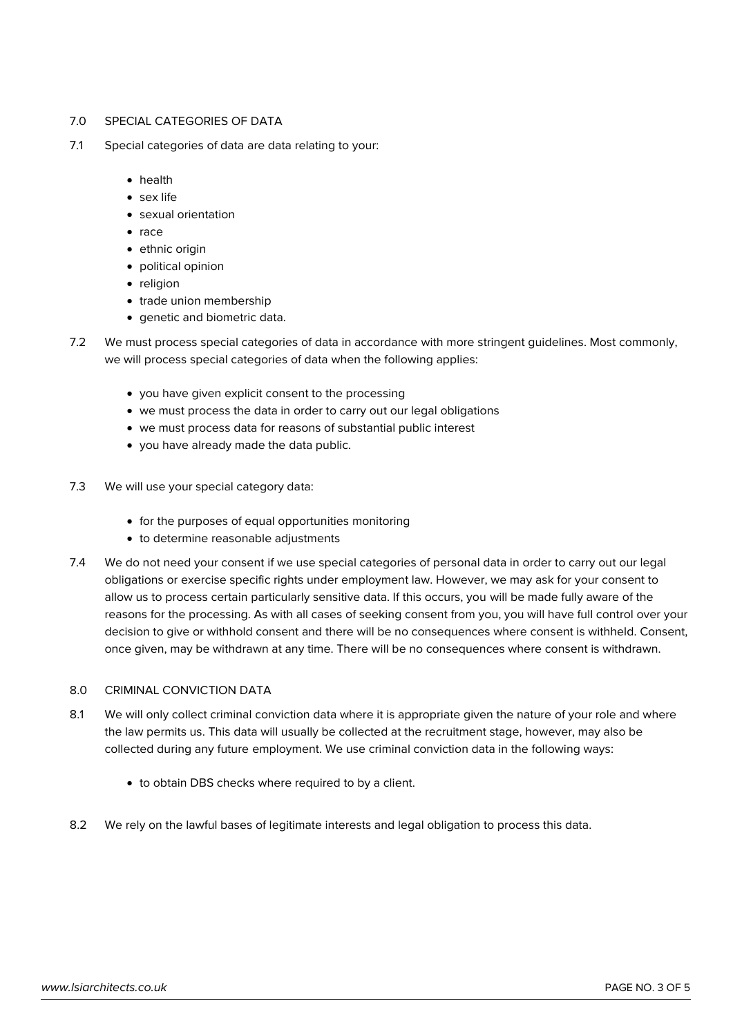## 7.0 SPECIAL CATEGORIES OF DATA

7.1 Special categories of data are data relating to your:

- health
- sex life
- sexual orientation
- race
- ethnic origin
- political opinion
- religion
- trade union membership
- genetic and biometric data.

7.2 We must process special categories of data in accordance with more stringent guidelines. Most commonly, we will process special categories of data when the following applies:

- you have given explicit consent to the processing
- we must process the data in order to carry out our legal obligations
- we must process data for reasons of substantial public interest
- you have already made the data public.

7.3 We will use your special category data:

- for the purposes of equal opportunities monitoring
- to determine reasonable adjustments

7.4 We do not need your consent if we use special categories of personal data in order to carry out our legal obligations or exercise specific rights under employment law. However, we may ask for your consent to allow us to process certain particularly sensitive data. If this occurs, you will be made fully aware of the reasons for the processing. As with all cases of seeking consent from you, you will have full control over your decision to give or withhold consent and there will be no consequences where consent is withheld. Consent, once given, may be withdrawn at any time. There will be no consequences where consent is withdrawn.

## 8.0 CRIMINAL CONVICTION DATA

8.1 We will only collect criminal conviction data where it is appropriate given the nature of your role and where the law permits us. This data will usually be collected at the recruitment stage, however, may also be collected during any future employment. We use criminal conviction data in the following ways:

- to obtain DBS checks where required to by a client.

8.2 We rely on the lawful bases of legitimate interests and legal obligation to process this data.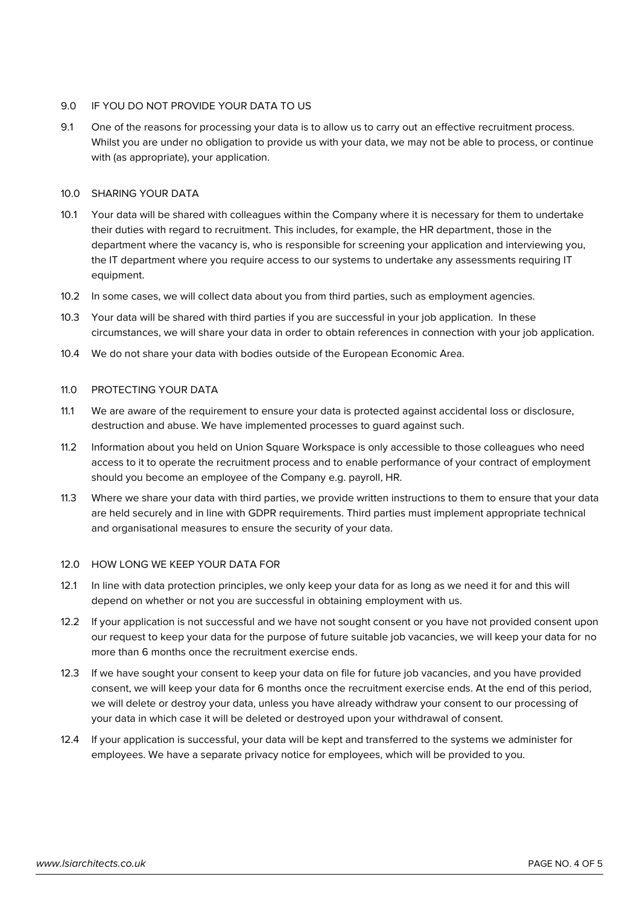## 9.0 IF YOU DO NOT PROVIDE YOUR DATA TO US

9.1 One of the reasons for processing your data is to allow us to carry out an effective recruitment process. Whilst you are under no obligation to provide us with your data, we may not be able to process, or continue with (as appropriate), your application.

## 10.0 SHARING YOUR DATA

10.1 Your data will be shared with colleagues within the Company where it is necessary for them to undertake their duties with regard to recruitment. This includes, for example, the HR department, those in the department where the vacancy is, who is responsible for screening your application and interviewing you, the IT department where you require access to our systems to undertake any assessments requiring IT equipment.

10.2 In some cases, we will collect data about you from third parties, such as employment agencies.

10.3 Your data will be shared with third parties if you are successful in your job application. In these circumstances, we will share your data in order to obtain references in connection with your job application.

10.4 We do not share your data with bodies outside of the European Economic Area.

## 11.0 PROTECTING YOUR DATA

11.1 We are aware of the requirement to ensure your data is protected against accidental loss or disclosure, destruction and abuse. We have implemented processes to guard against such.

11.2 Information about you held on Union Square Workspace is only accessible to those colleagues who need access to it to operate the recruitment process and to enable performance of your contract of employment should you become an employee of the Company e.g. payroll, HR.

11.3 Where we share your data with third parties, we provide written instructions to them to ensure that your data are held securely and in line with GDPR requirements. Third parties must implement appropriate technical and organisational measures to ensure the security of your data.

## 12.0 HOW LONG WE KEEP YOUR DATA FOR

12.1 In line with data protection principles, we only keep your data for as long as we need it for and this will depend on whether or not you are successful in obtaining employment with us.

12.2 If your application is not successful and we have not sought consent or you have not provided consent upon our request to keep your data for the purpose of future suitable job vacancies, we will keep your data for no more than 6 months once the recruitment exercise ends.

12.3 If we have sought your consent to keep your data on file for future job vacancies, and you have provided consent, we will keep your data for 6 months once the recruitment exercise ends. At the end of this period, we will delete or destroy your data, unless you have already withdraw your consent to our processing of your data in which case it will be deleted or destroyed upon your withdrawal of consent.

12.4 If your application is successful, your data will be kept and transferred to the systems we administer for employees. We have a separate privacy notice for employees, which will be provided to you.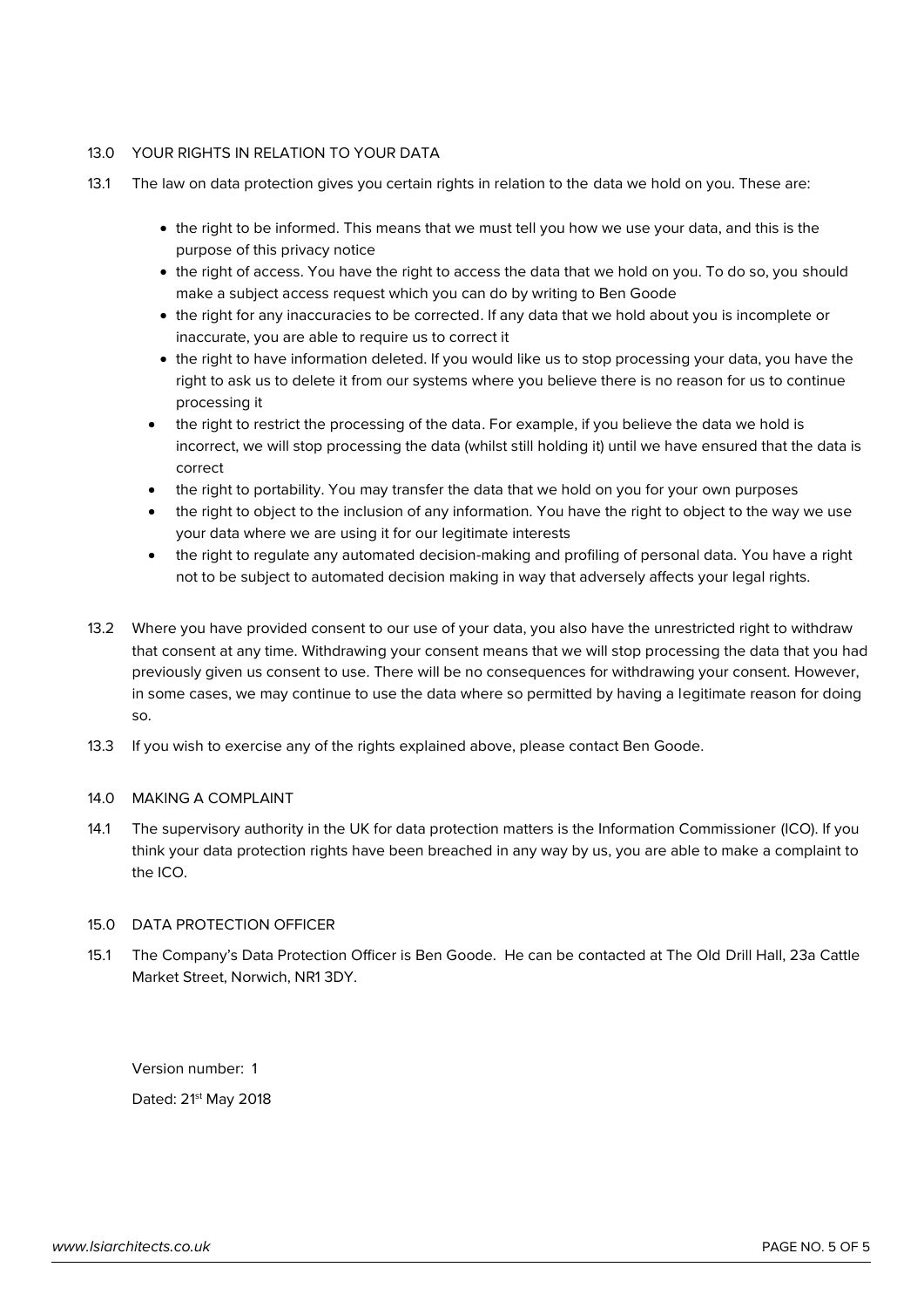## 13.0 YOUR RIGHTS IN RELATION TO YOUR DATA

13.1 The law on data protection gives you certain rights in relation to the data we hold on you. These are:

- the right to be informed. This means that we must tell you how we use your data, and this is the purpose of this privacy notice
- the right of access. You have the right to access the data that we hold on you. To do so, you should make a subject access request which you can do by writing to Ben Goode
- the right for any inaccuracies to be corrected. If any data that we hold about you is incomplete or inaccurate, you are able to require us to correct it
- the right to have information deleted. If you would like us to stop processing your data, you have the right to ask us to delete it from our systems where you believe there is no reason for us to continue processing it
- the right to restrict the processing of the data. For example, if you believe the data we hold is incorrect, we will stop processing the data (whilst still holding it) until we have ensured that the data is correct
- the right to portability. You may transfer the data that we hold on you for your own purposes
- the right to object to the inclusion of any information. You have the right to object to the way we use your data where we are using it for our legitimate interests
- the right to regulate any automated decision-making and profiling of personal data. You have a right not to be subject to automated decision making in way that adversely affects your legal rights.

13.2 Where you have provided consent to our use of your data, you also have the unrestricted right to withdraw that consent at any time. Withdrawing your consent means that we will stop processing the data that you had previously given us consent to use. There will be no consequences for withdrawing your consent. However, in some cases, we may continue to use the data where so permitted by having a legitimate reason for doing so.

13.3 If you wish to exercise any of the rights explained above, please contact Ben Goode.

## 14.0 MAKING A COMPLAINT

14.1 The supervisory authority in the UK for data protection matters is the Information Commissioner (ICO). If you think your data protection rights have been breached in any way by us, you are able to make a complaint to the ICO.

## 15.0 DATA PROTECTION OFFICER

15.1 The Company's Data Protection Officer is Ben Goode. He can be contacted at The Old Drill Hall, 23a Cattle Market Street, Norwich, NR1 3DY.

Version number: 1

Dated: 21st May 2018